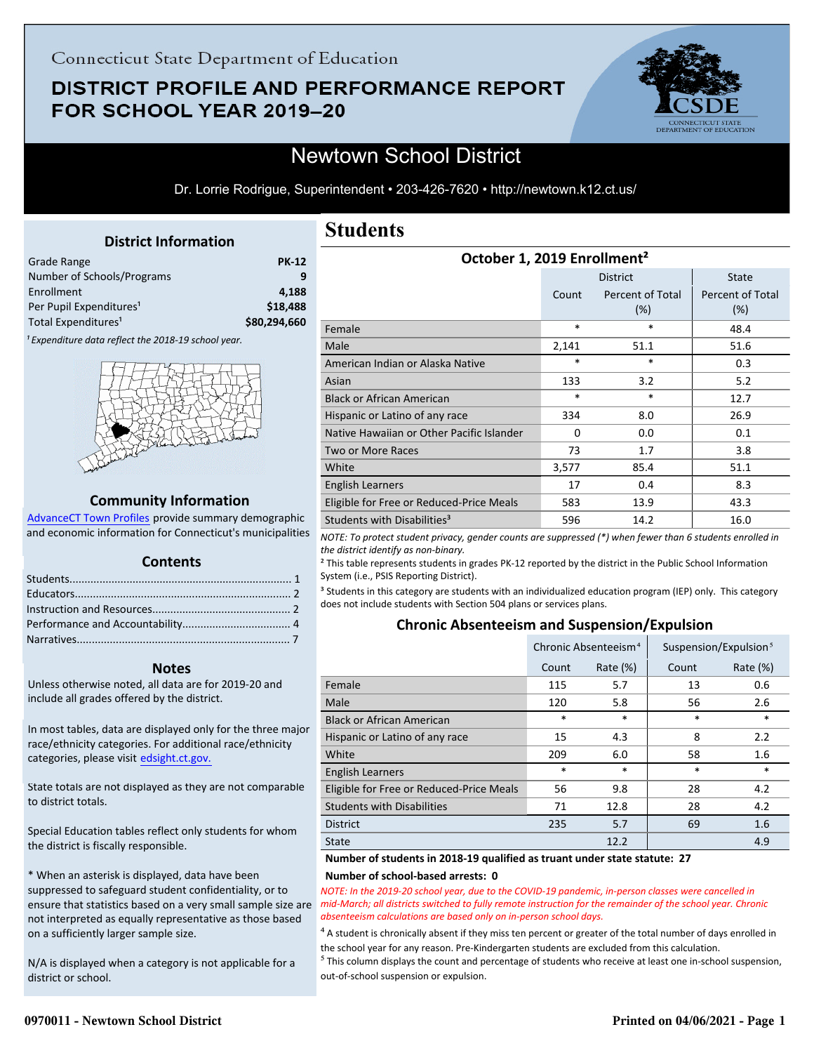Connecticut State Department of Education

# DISTRICT PROFILE AND PERFORMANCE REPORT FOR SCHOOL YEAR 2019–20

## Newtown School District

Dr. Lorrie Rodrigue, Superintendent • 203-426-7620 • http://newtown.k12.ct.us/

### District Information

| | |
|---|---|
| Grade Range | PK-12 |
| Number of Schools/Programs | 9 |
| Enrollment | 4,188 |
| Per Pupil Expenditures[1] | $18,488 |
| Total Expenditures[1] | $80,294,660 |

[1] *Expenditure data reflect the 2018-19 school year.*

### Community Information

AdvanceCT Town Profiles provide summary demographic and economic information for Connecticut's municipalities

### Contents

Students........................................................................ 1
Educators........................................................................ 2
Instruction and Resources............................................. 2
Performance and Accountability.................................... 4
Narratives...................................................................... 7

### Notes

Unless otherwise noted, all data are for 2019-20 and include all grades offered by the district.

In most tables, data are displayed only for the three major race/ethnicity categories. For additional race/ethnicity categories, please visit edsight.ct.gov.

State totals are not displayed as they are not comparable to district totals.

Special Education tables reflect only students for whom the district is fiscally responsible.

* When an asterisk is displayed, data have been suppressed to safeguard student confidentiality, or to ensure that statistics based on a very small sample size are not interpreted as equally representative as those based on a sufficiently larger sample size.

N/A is displayed when a category is not applicable for a district or school.

# Students

### October 1, 2019 Enrollment[2]

| | District | | State |
|---|---|---|---|
| | Count | Percent of Total (%) | Percent of Total (%) |
| Female | * | * | 48.4 |
| Male | 2,141 | 51.1 | 51.6 |
| American Indian or Alaska Native | * | * | 0.3 |
| Asian | 133 | 3.2 | 5.2 |
| Black or African American | * | * | 12.7 |
| Hispanic or Latino of any race | 334 | 8.0 | 26.9 |
| Native Hawaiian or Other Pacific Islander | 0 | 0.0 | 0.1 |
| Two or More Races | 73 | 1.7 | 3.8 |
| White | 3,577 | 85.4 | 51.1 |
| English Learners | 17 | 0.4 | 8.3 |
| Eligible for Free or Reduced-Price Meals | 583 | 13.9 | 43.3 |
| Students with Disabilities[3] | 596 | 14.2 | 16.0 |

*NOTE: To protect student privacy, gender counts are suppressed (*) when fewer than 6 students enrolled in the district identify as non-binary.*

[2] This table represents students in grades PK-12 reported by the district in the Public School Information System (i.e., PSIS Reporting District).

[3] Students in this category are students with an individualized education program (IEP) only. This category does not include students with Section 504 plans or services plans.

### Chronic Absenteeism and Suspension/Expulsion

| | Chronic Absenteeism[4] | | Suspension/Expulsion[5] | |
|---|---|---|---|---|
| | Count | Rate (%) | Count | Rate (%) |
| Female | 115 | 5.7 | 13 | 0.6 |
| Male | 120 | 5.8 | 56 | 2.6 |
| Black or African American | * | * | * | * |
| Hispanic or Latino of any race | 15 | 4.3 | 8 | 2.2 |
| White | 209 | 6.0 | 58 | 1.6 |
| English Learners | * | * | * | * |
| Eligible for Free or Reduced-Price Meals | 56 | 9.8 | 28 | 4.2 |
| Students with Disabilities | 71 | 12.8 | 28 | 4.2 |
| District | 235 | 5.7 | 69 | 1.6 |
| State | | 12.2 | | 4.9 |

**Number of students in 2018-19 qualified as truant under state statute: 27**

**Number of school-based arrests: 0**

*NOTE: In the 2019-20 school year, due to the COVID-19 pandemic, in-person classes were cancelled in mid-March; all districts switched to fully remote instruction for the remainder of the school year. Chronic absenteeism calculations are based only on in-person school days.*

[4] A student is chronically absent if they miss ten percent or greater of the total number of days enrolled in the school year for any reason. Pre-Kindergarten students are excluded from this calculation.

[5] This column displays the count and percentage of students who receive at least one in-school suspension, out-of-school suspension or expulsion.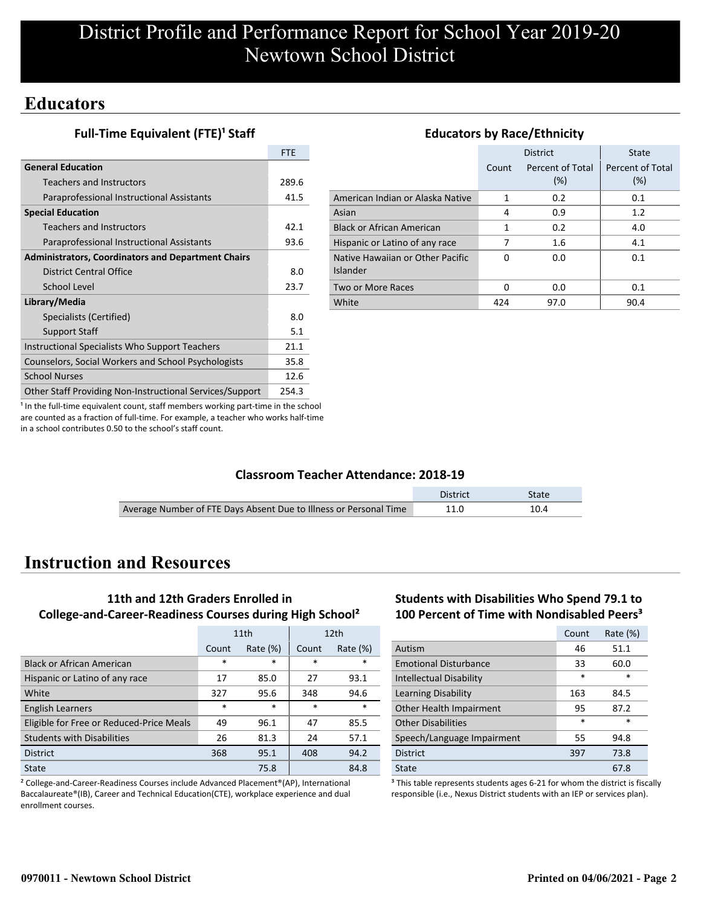# District Profile and Performance Report for School Year 2019-20
# Newtown School District

## Educators

### Full-Time Equivalent (FTE)[1] Staff

| | FTE |
|---|---|
| **General Education** | |
| Teachers and Instructors | 289.6 |
| Paraprofessional Instructional Assistants | 41.5 |
| **Special Education** | |
| Teachers and Instructors | 42.1 |
| Paraprofessional Instructional Assistants | 93.6 |
| **Administrators, Coordinators and Department Chairs** | |
| District Central Office | 8.0 |
| School Level | 23.7 |
| **Library/Media** | |
| Specialists (Certified) | 8.0 |
| Support Staff | 5.1 |
| Instructional Specialists Who Support Teachers | 21.1 |
| Counselors, Social Workers and School Psychologists | 35.8 |
| School Nurses | 12.6 |
| Other Staff Providing Non-Instructional Services/Support | 254.3 |

[1] In the full-time equivalent count, staff members working part-time in the school are counted as a fraction of full-time. For example, a teacher who works half-time in a school contributes 0.50 to the school's staff count.

### Educators by Race/Ethnicity

| | District | | State |
|---|---|---|---|
| | Count | Percent of Total (%) | Percent of Total (%) |
| American Indian or Alaska Native | 1 | 0.2 | 0.1 |
| Asian | 4 | 0.9 | 1.2 |
| Black or African American | 1 | 0.2 | 4.0 |
| Hispanic or Latino of any race | 7 | 1.6 | 4.1 |
| Native Hawaiian or Other Pacific Islander | 0 | 0.0 | 0.1 |
| Two or More Races | 0 | 0.0 | 0.1 |
| White | 424 | 97.0 | 90.4 |

### Classroom Teacher Attendance: 2018-19

| | District | State |
|---|---|---|
| Average Number of FTE Days Absent Due to Illness or Personal Time | 11.0 | 10.4 |

## Instruction and Resources

### 11th and 12th Graders Enrolled in College-and-Career-Readiness Courses during High School[2]

| | 11th | | 12th | |
|---|---|---|---|---|
| | Count | Rate (%) | Count | Rate (%) |
| Black or African American | * | * | * | * |
| Hispanic or Latino of any race | 17 | 85.0 | 27 | 93.1 |
| White | 327 | 95.6 | 348 | 94.6 |
| English Learners | * | * | * | * |
| Eligible for Free or Reduced-Price Meals | 49 | 96.1 | 47 | 85.5 |
| Students with Disabilities | 26 | 81.3 | 24 | 57.1 |
| District | 368 | 95.1 | 408 | 94.2 |
| State | | 75.8 | | 84.8 |

[2] College-and-Career-Readiness Courses include Advanced Placement®(AP), International Baccalaureate®(IB), Career and Technical Education(CTE), workplace experience and dual enrollment courses.

### Students with Disabilities Who Spend 79.1 to 100 Percent of Time with Nondisabled Peers[3]

| | Count | Rate (%) |
|---|---|---|
| Autism | 46 | 51.1 |
| Emotional Disturbance | 33 | 60.0 |
| Intellectual Disability | * | * |
| Learning Disability | 163 | 84.5 |
| Other Health Impairment | 95 | 87.2 |
| Other Disabilities | * | * |
| Speech/Language Impairment | 55 | 94.8 |
| District | 397 | 73.8 |
| State | | 67.8 |

[3] This table represents students ages 6-21 for whom the district is fiscally responsible (i.e., Nexus District students with an IEP or services plan).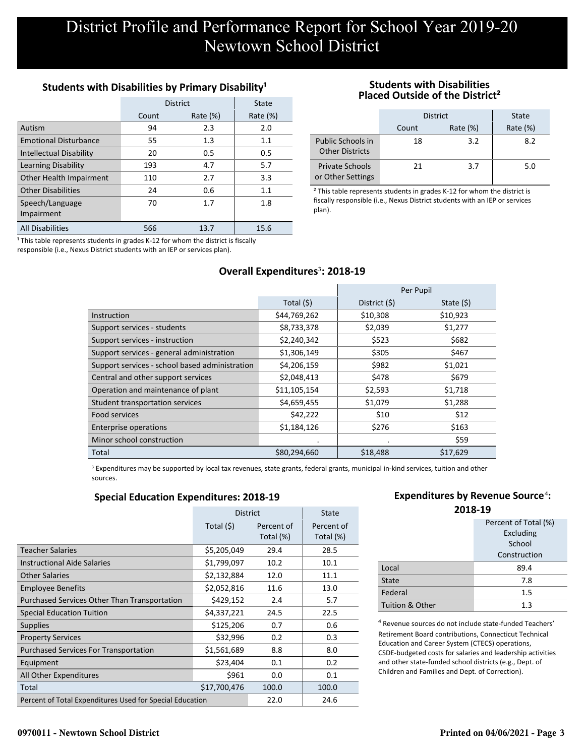# District Profile and Performance Report for School Year 2019-20
# Newtown School District

### Students with Disabilities by Primary Disability[1]

| | District | | State |
|---|---|---|---|
| | Count | Rate (%) | Rate (%) |
| Autism | 94 | 2.3 | 2.0 |
| Emotional Disturbance | 55 | 1.3 | 1.1 |
| Intellectual Disability | 20 | 0.5 | 0.5 |
| Learning Disability | 193 | 4.7 | 5.7 |
| Other Health Impairment | 110 | 2.7 | 3.3 |
| Other Disabilities | 24 | 0.6 | 1.1 |
| Speech/Language Impairment | 70 | 1.7 | 1.8 |
| All Disabilities | 566 | 13.7 | 15.6 |

[1] This table represents students in grades K-12 for whom the district is fiscally responsible (i.e., Nexus District students with an IEP or services plan).

### Students with Disabilities Placed Outside of the District[2]

| | District | | State |
|---|---|---|---|
| | Count | Rate (%) | Rate (%) |
| Public Schools in Other Districts | 18 | 3.2 | 8.2 |
| Private Schools or Other Settings | 21 | 3.7 | 5.0 |

[2] This table represents students in grades K-12 for whom the district is fiscally responsible (i.e., Nexus District students with an IEP or services plan).

### Overall Expenditures[3]: 2018-19

| | | Per Pupil | |
|---|---|---|---|
| | Total ($) | District ($) | State ($) |
| Instruction | $44,769,262 | $10,308 | $10,923 |
| Support services - students | $8,733,378 | $2,039 | $1,277 |
| Support services - instruction | $2,240,342 | $523 | $682 |
| Support services - general administration | $1,306,149 | $305 | $467 |
| Support services - school based administration | $4,206,159 | $982 | $1,021 |
| Central and other support services | $2,048,413 | $478 | $679 |
| Operation and maintenance of plant | $11,105,154 | $2,593 | $1,718 |
| Student transportation services | $4,659,455 | $1,079 | $1,288 |
| Food services | $42,222 | $10 | $12 |
| Enterprise operations | $1,184,126 | $276 | $163 |
| Minor school construction | . | . | $59 |
| Total | $80,294,660 | $18,488 | $17,629 |

[3] Expenditures may be supported by local tax revenues, state grants, federal grants, municipal in-kind services, tuition and other sources.

### Special Education Expenditures: 2018-19

| | District | | State |
|---|---|---|---|
| | Total ($) | Percent of Total (%) | Percent of Total (%) |
| Teacher Salaries | $5,205,049 | 29.4 | 28.5 |
| Instructional Aide Salaries | $1,799,097 | 10.2 | 10.1 |
| Other Salaries | $2,132,884 | 12.0 | 11.1 |
| Employee Benefits | $2,052,816 | 11.6 | 13.0 |
| Purchased Services Other Than Transportation | $429,152 | 2.4 | 5.7 |
| Special Education Tuition | $4,337,221 | 24.5 | 22.5 |
| Supplies | $125,206 | 0.7 | 0.6 |
| Property Services | $32,996 | 0.2 | 0.3 |
| Purchased Services For Transportation | $1,561,689 | 8.8 | 8.0 |
| Equipment | $23,404 | 0.1 | 0.2 |
| All Other Expenditures | $961 | 0.0 | 0.1 |
| Total | $17,700,476 | 100.0 | 100.0 |
| Percent of Total Expenditures Used for Special Education | | 22.0 | 24.6 |

### Expenditures by Revenue Source[4]: 2018-19

| | Percent of Total (%) Excluding School Construction |
|---|---|
| Local | 89.4 |
| State | 7.8 |
| Federal | 1.5 |
| Tuition & Other | 1.3 |

[4] Revenue sources do not include state-funded Teachers' Retirement Board contributions, Connecticut Technical Education and Career System (CTECS) operations, CSDE-budgeted costs for salaries and leadership activities and other state-funded school districts (e.g., Dept. of Children and Families and Dept. of Correction).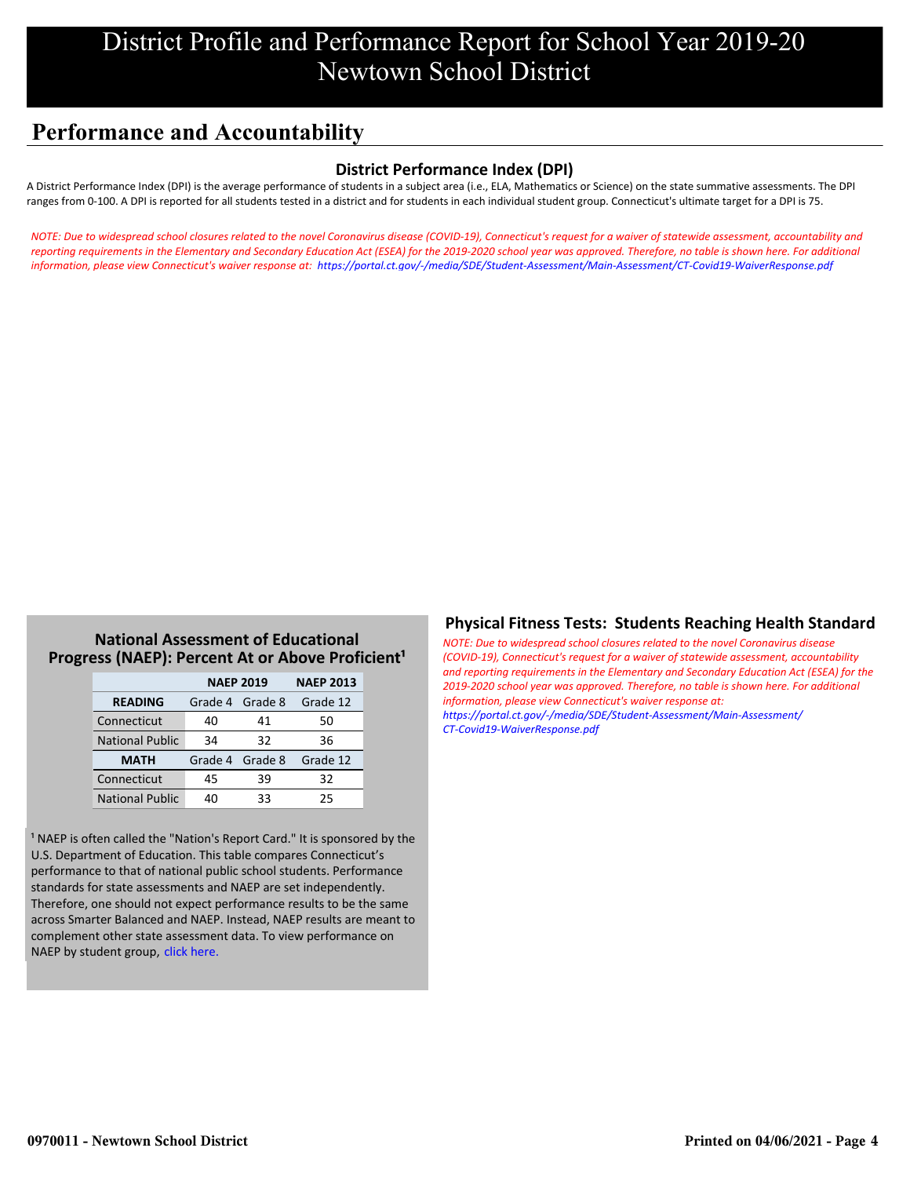# District Profile and Performance Report for School Year 2019-20
# Newtown School District

## Performance and Accountability

### District Performance Index (DPI)

A District Performance Index (DPI) is the average performance of students in a subject area (i.e., ELA, Mathematics or Science) on the state summative assessments. The DPI ranges from 0-100. A DPI is reported for all students tested in a district and for students in each individual student group. Connecticut's ultimate target for a DPI is 75.

*NOTE: Due to widespread school closures related to the novel Coronavirus disease (COVID-19), Connecticut's request for a waiver of statewide assessment, accountability and reporting requirements in the Elementary and Secondary Education Act (ESEA) for the 2019-2020 school year was approved. Therefore, no table is shown here. For additional information, please view Connecticut's waiver response at: https://portal.ct.gov/-/media/SDE/Student-Assessment/Main-Assessment/CT-Covid19-WaiverResponse.pdf*

### National Assessment of Educational Progress (NAEP): Percent At or Above Proficient[1]

| | NAEP 2019 | | NAEP 2013 |
|---|---|---|---|
| **READING** | Grade 4 | Grade 8 | Grade 12 |
| Connecticut | 40 | 41 | 50 |
| National Public | 34 | 32 | 36 |
| **MATH** | Grade 4 | Grade 8 | Grade 12 |
| Connecticut | 45 | 39 | 32 |
| National Public | 40 | 33 | 25 |

[1] NAEP is often called the "Nation's Report Card." It is sponsored by the U.S. Department of Education. This table compares Connecticut's performance to that of national public school students. Performance standards for state assessments and NAEP are set independently. Therefore, one should not expect performance results to be the same across Smarter Balanced and NAEP. Instead, NAEP results are meant to complement other state assessment data. To view performance on NAEP by student group, click here.

### Physical Fitness Tests: Students Reaching Health Standard

*NOTE: Due to widespread school closures related to the novel Coronavirus disease (COVID-19), Connecticut's request for a waiver of statewide assessment, accountability and reporting requirements in the Elementary and Secondary Education Act (ESEA) for the 2019-2020 school year was approved. Therefore, no table is shown here. For additional information, please view Connecticut's waiver response at: https://portal.ct.gov/-/media/SDE/Student-Assessment/Main-Assessment/CT-Covid19-WaiverResponse.pdf*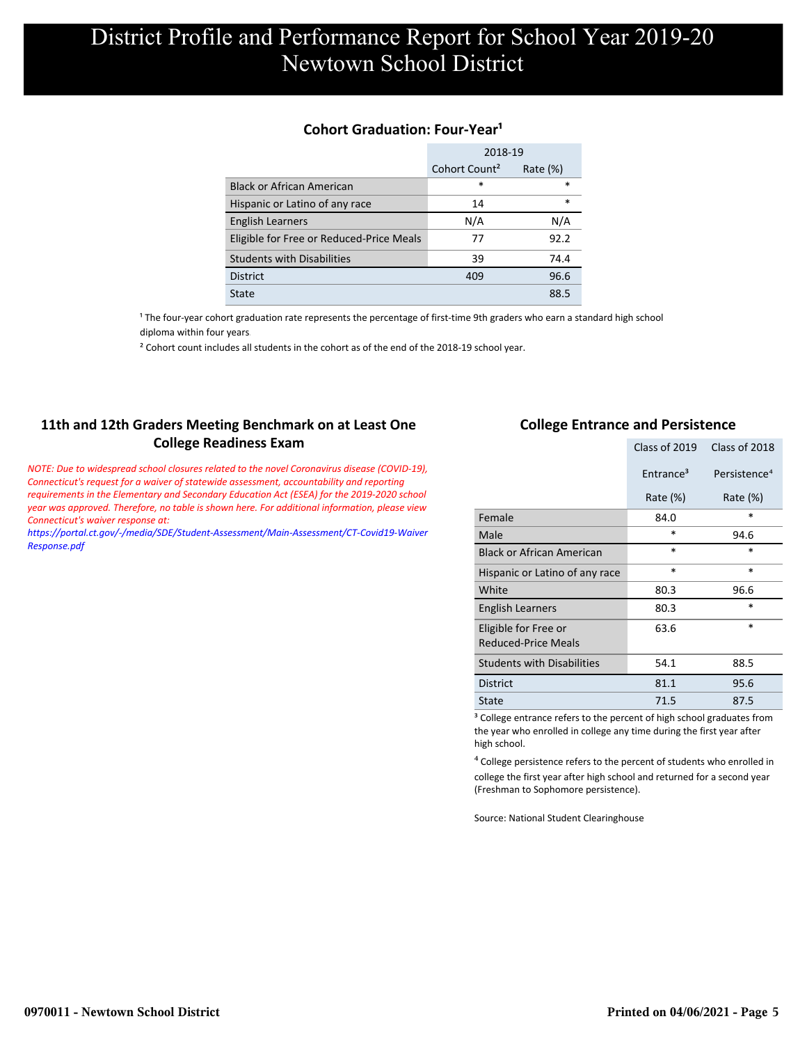# District Profile and Performance Report for School Year 2019-20
# Newtown School District

## Cohort Graduation: Four-Year[1]

| | 2018-19 | |
|---|---|---|
| | Cohort Count[2] | Rate (%) |
| Black or African American | * | * |
| Hispanic or Latino of any race | 14 | * |
| English Learners | N/A | N/A |
| Eligible for Free or Reduced-Price Meals | 77 | 92.2 |
| Students with Disabilities | 39 | 74.4 |
| District | 409 | 96.6 |
| State | | 88.5 |

[1] The four-year cohort graduation rate represents the percentage of first-time 9th graders who earn a standard high school diploma within four years

[2] Cohort count includes all students in the cohort as of the end of the 2018-19 school year.

## 11th and 12th Graders Meeting Benchmark on at Least One College Readiness Exam

*NOTE: Due to widespread school closures related to the novel Coronavirus disease (COVID-19), Connecticut's request for a waiver of statewide assessment, accountability and reporting requirements in the Elementary and Secondary Education Act (ESEA) for the 2019-2020 school year was approved. Therefore, no table is shown here. For additional information, please view Connecticut's waiver response at:*
*https://portal.ct.gov/-/media/SDE/Student-Assessment/Main-Assessment/CT-Covid19-Waiver Response.pdf*

## College Entrance and Persistence

| | Class of 2019 | Class of 2018 |
|---|---|---|
| | Entrance[3] Rate (%) | Persistence[4] Rate (%) |
| Female | 84.0 | * |
| Male | * | 94.6 |
| Black or African American | * | * |
| Hispanic or Latino of any race | * | * |
| White | 80.3 | 96.6 |
| English Learners | 80.3 | * |
| Eligible for Free or Reduced-Price Meals | 63.6 | * |
| Students with Disabilities | 54.1 | 88.5 |
| District | 81.1 | 95.6 |
| State | 71.5 | 87.5 |

[3] College entrance refers to the percent of high school graduates from the year who enrolled in college any time during the first year after high school.

[4] College persistence refers to the percent of students who enrolled in college the first year after high school and returned for a second year (Freshman to Sophomore persistence).

Source: National Student Clearinghouse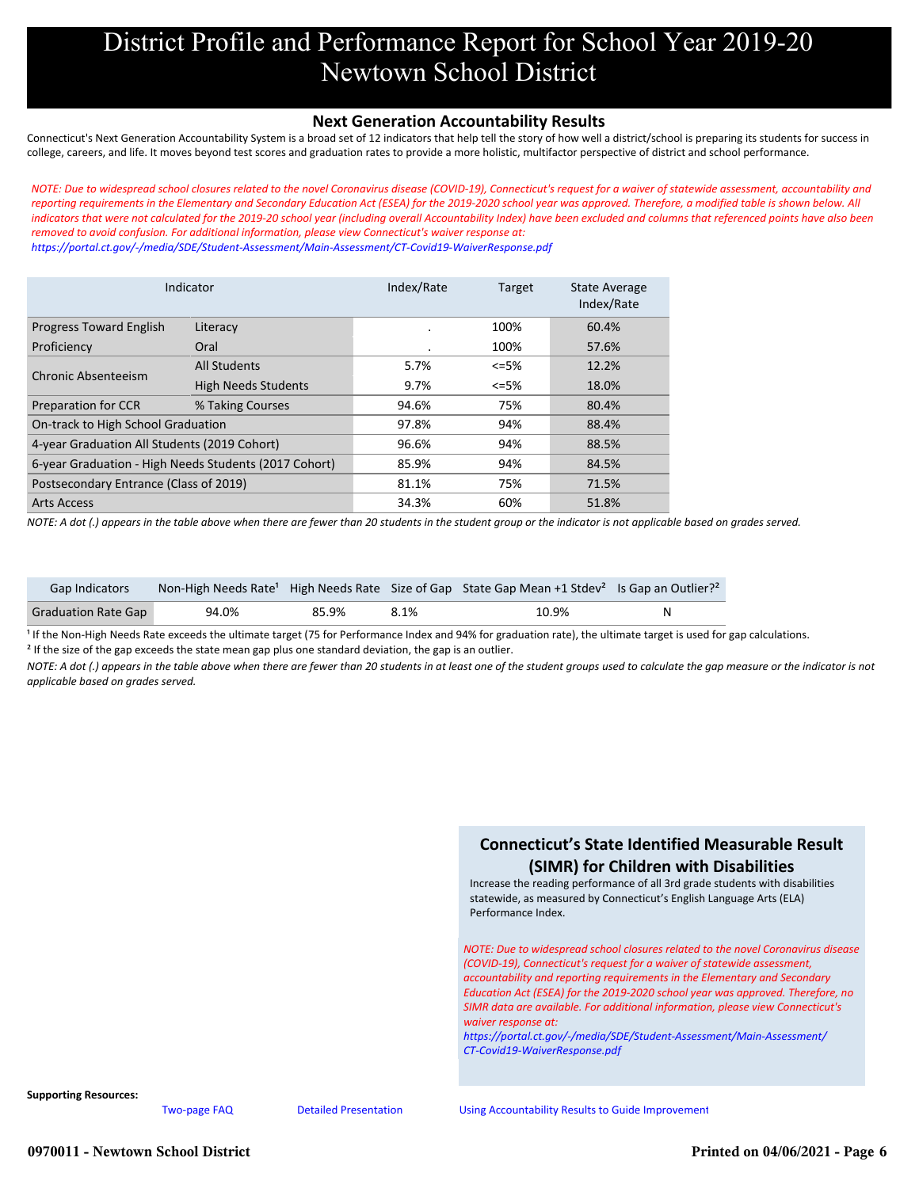# District Profile and Performance Report for School Year 2019-20
# Newtown School District

## Next Generation Accountability Results

Connecticut's Next Generation Accountability System is a broad set of 12 indicators that help tell the story of how well a district/school is preparing its students for success in college, careers, and life. It moves beyond test scores and graduation rates to provide a more holistic, multifactor perspective of district and school performance.

*NOTE: Due to widespread school closures related to the novel Coronavirus disease (COVID-19), Connecticut's request for a waiver of statewide assessment, accountability and reporting requirements in the Elementary and Secondary Education Act (ESEA) for the 2019-2020 school year was approved. Therefore, a modified table is shown below. All indicators that were not calculated for the 2019-20 school year (including overall Accountability Index) have been excluded and columns that referenced points have also been removed to avoid confusion. For additional information, please view Connecticut's waiver response at: https://portal.ct.gov/-/media/SDE/Student-Assessment/Main-Assessment/CT-Covid19-WaiverResponse.pdf*

| Indicator | | Index/Rate | Target | State Average Index/Rate |
|---|---|---|---|---|
| Progress Toward English Proficiency | Literacy | . | 100% | 60.4% |
| | Oral | . | 100% | 57.6% |
| Chronic Absenteeism | All Students | 5.7% | <=5% | 12.2% |
| | High Needs Students | 9.7% | <=5% | 18.0% |
| Preparation for CCR | % Taking Courses | 94.6% | 75% | 80.4% |
| On-track to High School Graduation | | 97.8% | 94% | 88.4% |
| 4-year Graduation All Students (2019 Cohort) | | 96.6% | 94% | 88.5% |
| 6-year Graduation - High Needs Students (2017 Cohort) | | 85.9% | 94% | 84.5% |
| Postsecondary Entrance (Class of 2019) | | 81.1% | 75% | 71.5% |
| Arts Access | | 34.3% | 60% | 51.8% |

*NOTE: A dot (.) appears in the table above when there are fewer than 20 students in the student group or the indicator is not applicable based on grades served.*

| Gap Indicators | Non-High Needs Rate[1] | High Needs Rate | Size of Gap | State Gap Mean +1 Stdev[2] | Is Gap an Outlier?[2] |
|---|---|---|---|---|---|
| Graduation Rate Gap | 94.0% | 85.9% | 8.1% | 10.9% | N |

[1] If the Non-High Needs Rate exceeds the ultimate target (75 for Performance Index and 94% for graduation rate), the ultimate target is used for gap calculations.

[2] If the size of the gap exceeds the state mean gap plus one standard deviation, the gap is an outlier.

*NOTE: A dot (.) appears in the table above when there are fewer than 20 students in at least one of the student groups used to calculate the gap measure or the indicator is not applicable based on grades served.*

## Connecticut's State Identified Measurable Result (SIMR) for Children with Disabilities

Increase the reading performance of all 3rd grade students with disabilities statewide, as measured by Connecticut's English Language Arts (ELA) Performance Index.

*NOTE: Due to widespread school closures related to the novel Coronavirus disease (COVID-19), Connecticut's request for a waiver of statewide assessment, accountability and reporting requirements in the Elementary and Secondary Education Act (ESEA) for the 2019-2020 school year was approved. Therefore, no SIMR data are available. For additional information, please view Connecticut's waiver response at: https://portal.ct.gov/-/media/SDE/Student-Assessment/Main-Assessment/CT-Covid19-WaiverResponse.pdf*

**Supporting Resources:**

Two-page FAQ | Detailed Presentation | Using Accountability Results to Guide Improvement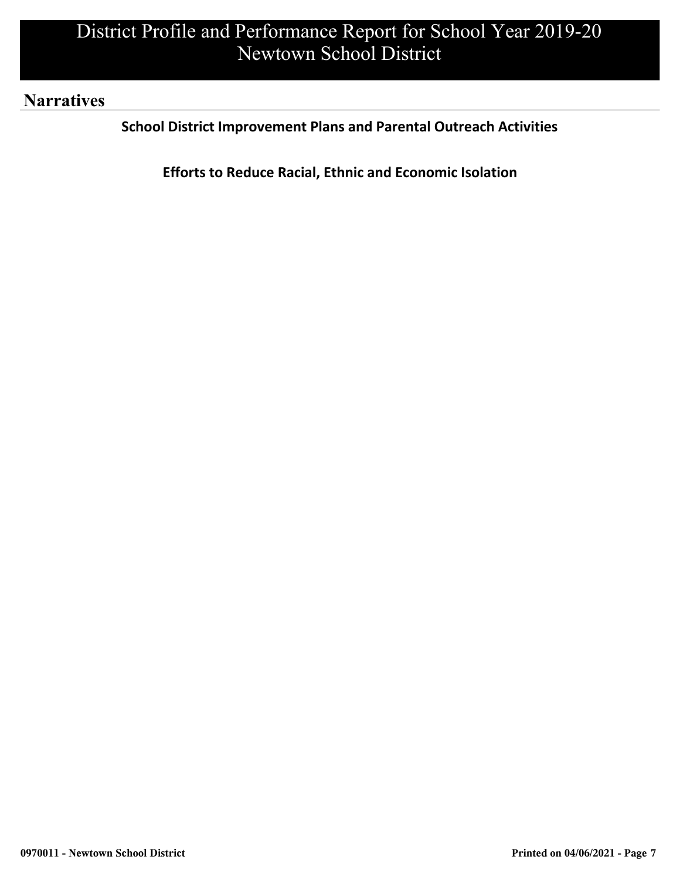## Narratives

### School District Improvement Plans and Parental Outreach Activities

### Efforts to Reduce Racial, Ethnic and Economic Isolation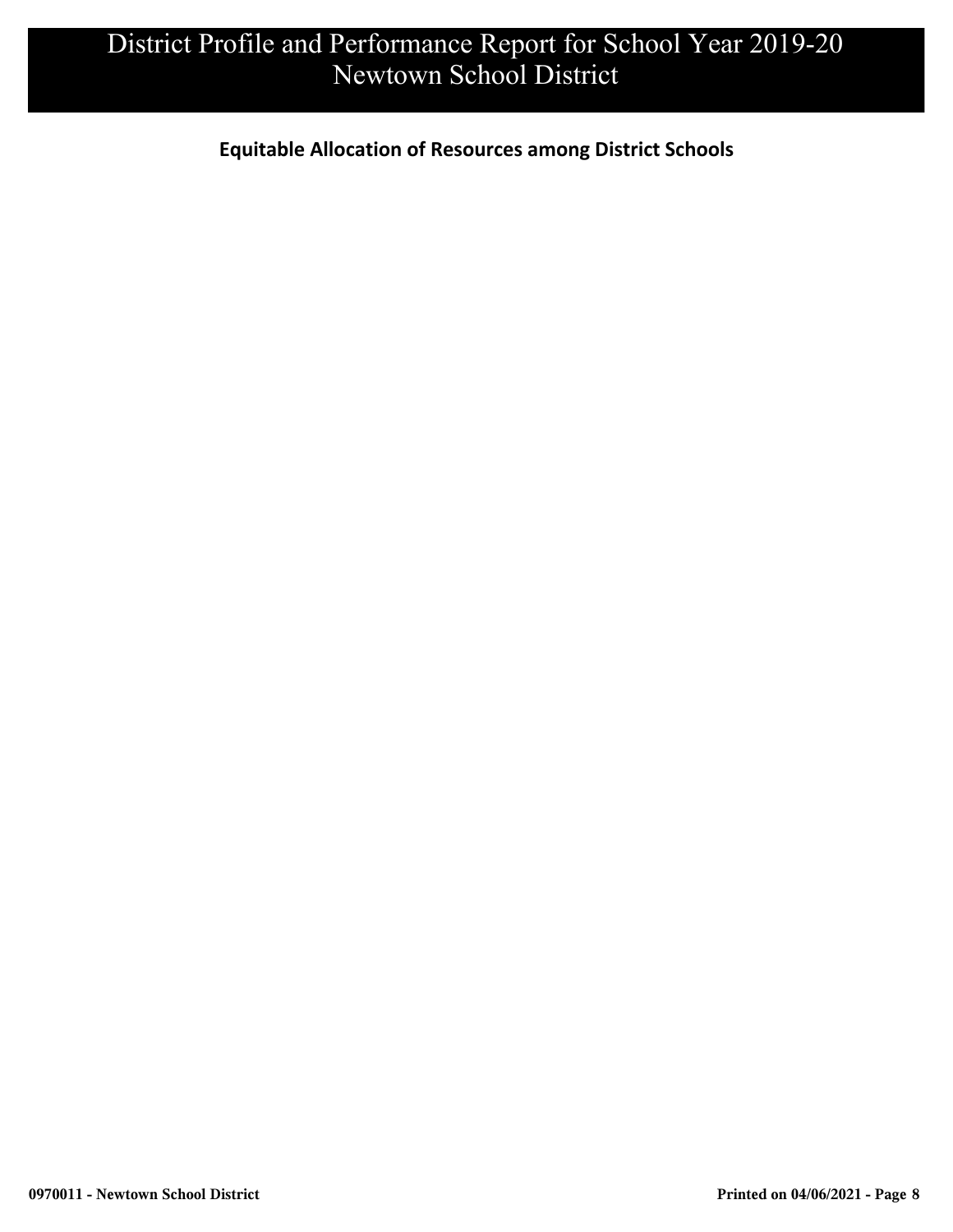## Equitable Allocation of Resources among District Schools